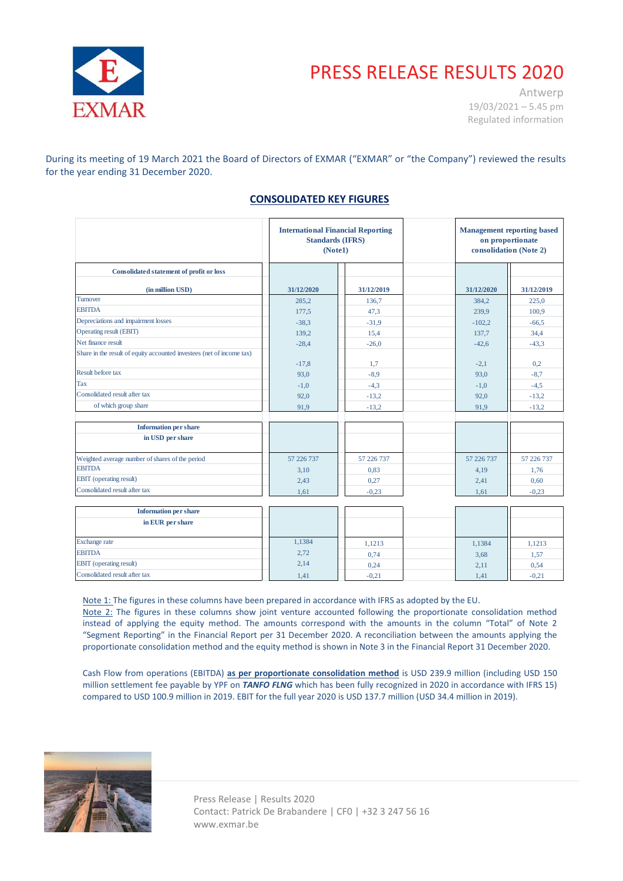# PRESS RELEASE RESULTS 2020

Antwerp
19/03/2021 – 5.45 pm
Regulated information

During its meeting of 19 March 2021 the Board of Directors of EXMAR ("EXMAR" or "the Company") reviewed the results for the year ending 31 December 2020.

## CONSOLIDATED KEY FIGURES

| | International Financial Reporting Standards (IFRS) (Note1) | | Management reporting based on proportionate consolidation (Note 2) | |
|---|---|---|---|---|
| **Consolidated statement of profit or loss** | | | | |
| **(in million USD)** | **31/12/2020** | **31/12/2019** | **31/12/2020** | **31/12/2019** |
| Turnover | 285,2 | 136,7 | 384,2 | 225,0 |
| EBITDA | 177,5 | 47,3 | 239,9 | 100,9 |
| Depreciations and impairment losses | -38,3 | -31,9 | -102,2 | -66,5 |
| Operating result (EBIT) | 139,2 | 15,4 | 137,7 | 34,4 |
| Net finance result | -28,4 | -26,0 | -42,6 | -43,3 |
| Share in the result of equity accounted investees (net of income tax) | -17,8 | 1,7 | -2,1 | 0,2 |
| Result before tax | 93,0 | -8,9 | 93,0 | -8,7 |
| Tax | -1,0 | -4,3 | -1,0 | -4,5 |
| Consolidated result after tax | 92,0 | -13,2 | 92,0 | -13,2 |
| of which group share | 91,9 | -13,2 | 91,9 | -13,2 |
| | | | | |
| **Information per share in USD per share** | | | | |
| Weighted average number of shares of the period | 57 226 737 | 57 226 737 | 57 226 737 | 57 226 737 |
| EBITDA | 3,10 | 0,83 | 4,19 | 1,76 |
| EBIT (operating result) | 2,43 | 0,27 | 2,41 | 0,60 |
| Consolidated result after tax | 1,61 | -0,23 | 1,61 | -0,23 |
| | | | | |
| **Information per share in EUR per share** | | | | |
| Exchange rate | 1,1384 | 1,1213 | 1,1384 | 1,1213 |
| EBITDA | 2,72 | 0,74 | 3,68 | 1,57 |
| EBIT (operating result) | 2,14 | 0,24 | 2,11 | 0,54 |
| Consolidated result after tax | 1,41 | -0,21 | 1,41 | -0,21 |

Note 1: The figures in these columns have been prepared in accordance with IFRS as adopted by the EU.
Note 2: The figures in these columns show joint venture accounted following the proportionate consolidation method instead of applying the equity method. The amounts correspond with the amounts in the column "Total" of Note 2 "Segment Reporting" in the Financial Report per 31 December 2020. A reconciliation between the amounts applying the proportionate consolidation method and the equity method is shown in Note 3 in the Financial Report 31 December 2020.

Cash Flow from operations (EBITDA) **as per proportionate consolidation method** is USD 239.9 million (including USD 150 million settlement fee payable by YPF on ***TANFO FLNG*** which has been fully recognized in 2020 in accordance with IFRS 15) compared to USD 100.9 million in 2019. EBIT for the full year 2020 is USD 137.7 million (USD 34.4 million in 2019).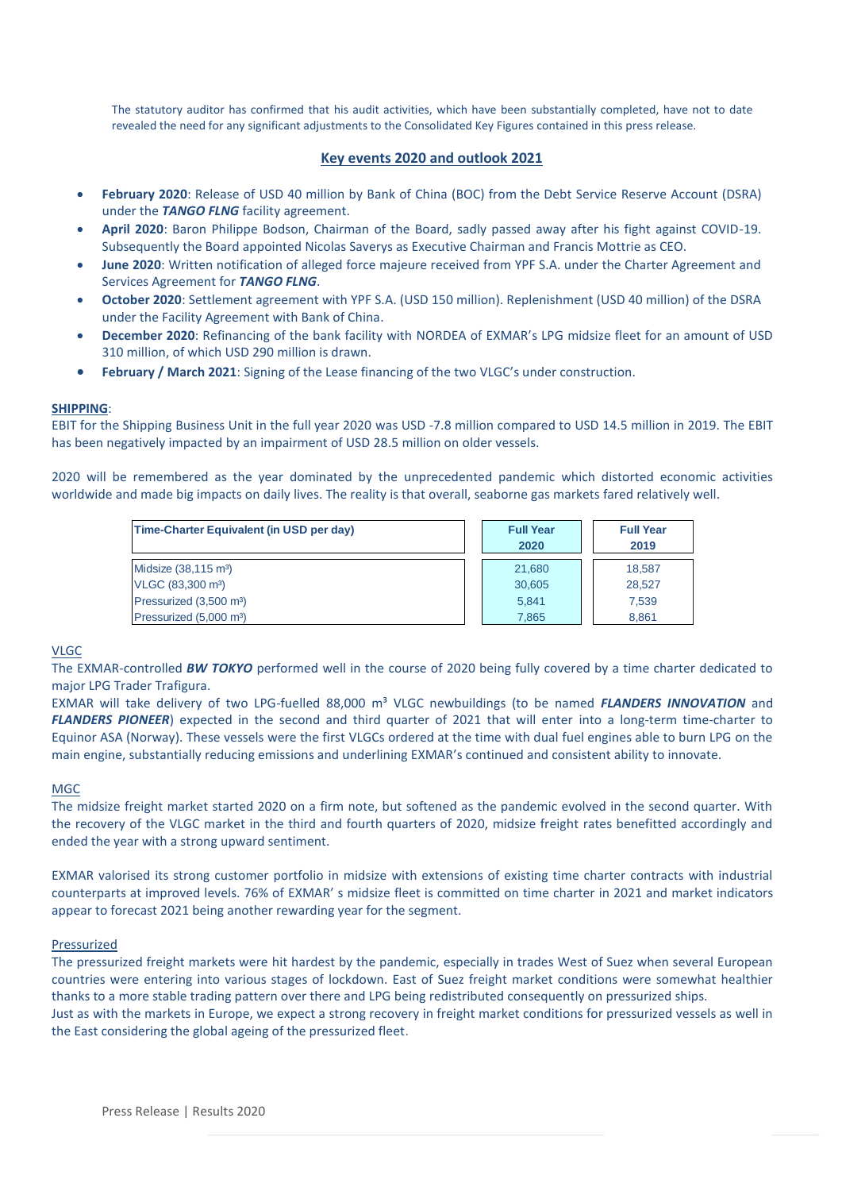The statutory auditor has confirmed that his audit activities, which have been substantially completed, have not to date revealed the need for any significant adjustments to the Consolidated Key Figures contained in this press release.

## Key events 2020 and outlook 2021

- **February 2020**: Release of USD 40 million by Bank of China (BOC) from the Debt Service Reserve Account (DSRA) under the ***TANGO FLNG*** facility agreement.
- **April 2020**: Baron Philippe Bodson, Chairman of the Board, sadly passed away after his fight against COVID-19. Subsequently the Board appointed Nicolas Saverys as Executive Chairman and Francis Mottrie as CEO.
- **June 2020**: Written notification of alleged force majeure received from YPF S.A. under the Charter Agreement and Services Agreement for ***TANGO FLNG***.
- **October 2020**: Settlement agreement with YPF S.A. (USD 150 million). Replenishment (USD 40 million) of the DSRA under the Facility Agreement with Bank of China.
- **December 2020**: Refinancing of the bank facility with NORDEA of EXMAR's LPG midsize fleet for an amount of USD 310 million, of which USD 290 million is drawn.
- **February / March 2021**: Signing of the Lease financing of the two VLGC's under construction.

**SHIPPING**:

EBIT for the Shipping Business Unit in the full year 2020 was USD -7.8 million compared to USD 14.5 million in 2019. The EBIT has been negatively impacted by an impairment of USD 28.5 million on older vessels.

2020 will be remembered as the year dominated by the unprecedented pandemic which distorted economic activities worldwide and made big impacts on daily lives. The reality is that overall, seaborne gas markets fared relatively well.

| Time-Charter Equivalent (in USD per day) | Full Year 2020 | Full Year 2019 |
|---|---|---|
| Midsize (38,115 m³) | 21,680 | 18,587 |
| VLGC (83,300 m³) | 30,605 | 28,527 |
| Pressurized (3,500 m³) | 5,841 | 7,539 |
| Pressurized (5,000 m³) | 7,865 | 8,861 |

VLGC

The EXMAR-controlled ***BW TOKYO*** performed well in the course of 2020 being fully covered by a time charter dedicated to major LPG Trader Trafigura.

EXMAR will take delivery of two LPG-fuelled 88,000 m³ VLGC newbuildings (to be named ***FLANDERS INNOVATION*** and ***FLANDERS PIONEER***) expected in the second and third quarter of 2021 that will enter into a long-term time-charter to Equinor ASA (Norway). These vessels were the first VLGCs ordered at the time with dual fuel engines able to burn LPG on the main engine, substantially reducing emissions and underlining EXMAR's continued and consistent ability to innovate.

MGC

The midsize freight market started 2020 on a firm note, but softened as the pandemic evolved in the second quarter. With the recovery of the VLGC market in the third and fourth quarters of 2020, midsize freight rates benefitted accordingly and ended the year with a strong upward sentiment.

EXMAR valorised its strong customer portfolio in midsize with extensions of existing time charter contracts with industrial counterparts at improved levels. 76% of EXMAR' s midsize fleet is committed on time charter in 2021 and market indicators appear to forecast 2021 being another rewarding year for the segment.

Pressurized

The pressurized freight markets were hit hardest by the pandemic, especially in trades West of Suez when several European countries were entering into various stages of lockdown. East of Suez freight market conditions were somewhat healthier thanks to a more stable trading pattern over there and LPG being redistributed consequently on pressurized ships.

Just as with the markets in Europe, we expect a strong recovery in freight market conditions for pressurized vessels as well in the East considering the global ageing of the pressurized fleet.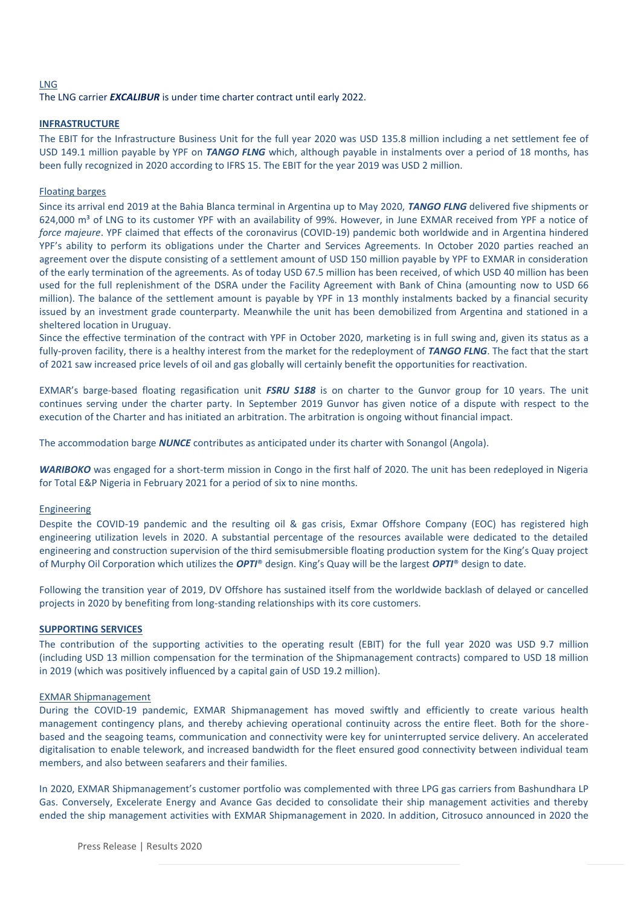LNG

The LNG carrier ***EXCALIBUR*** is under time charter contract until early 2022.

## INFRASTRUCTURE

The EBIT for the Infrastructure Business Unit for the full year 2020 was USD 135.8 million including a net settlement fee of USD 149.1 million payable by YPF on ***TANGO FLNG*** which, although payable in instalments over a period of 18 months, has been fully recognized in 2020 according to IFRS 15. The EBIT for the year 2019 was USD 2 million.

### Floating barges

Since its arrival end 2019 at the Bahia Blanca terminal in Argentina up to May 2020, ***TANGO FLNG*** delivered five shipments or 624,000 m³ of LNG to its customer YPF with an availability of 99%. However, in June EXMAR received from YPF a notice of *force majeure*. YPF claimed that effects of the coronavirus (COVID-19) pandemic both worldwide and in Argentina hindered YPF's ability to perform its obligations under the Charter and Services Agreements. In October 2020 parties reached an agreement over the dispute consisting of a settlement amount of USD 150 million payable by YPF to EXMAR in consideration of the early termination of the agreements. As of today USD 67.5 million has been received, of which USD 40 million has been used for the full replenishment of the DSRA under the Facility Agreement with Bank of China (amounting now to USD 66 million). The balance of the settlement amount is payable by YPF in 13 monthly instalments backed by a financial security issued by an investment grade counterparty. Meanwhile the unit has been demobilized from Argentina and stationed in a sheltered location in Uruguay.

Since the effective termination of the contract with YPF in October 2020, marketing is in full swing and, given its status as a fully-proven facility, there is a healthy interest from the market for the redeployment of ***TANGO FLNG***. The fact that the start of 2021 saw increased price levels of oil and gas globally will certainly benefit the opportunities for reactivation.

EXMAR's barge-based floating regasification unit ***FSRU S188*** is on charter to the Gunvor group for 10 years. The unit continues serving under the charter party. In September 2019 Gunvor has given notice of a dispute with respect to the execution of the Charter and has initiated an arbitration. The arbitration is ongoing without financial impact.

The accommodation barge ***NUNCE*** contributes as anticipated under its charter with Sonangol (Angola).

***WARIBOKO*** was engaged for a short-term mission in Congo in the first half of 2020. The unit has been redeployed in Nigeria for Total E&P Nigeria in February 2021 for a period of six to nine months.

### Engineering

Despite the COVID-19 pandemic and the resulting oil & gas crisis, Exmar Offshore Company (EOC) has registered high engineering utilization levels in 2020. A substantial percentage of the resources available were dedicated to the detailed engineering and construction supervision of the third semisubmersible floating production system for the King's Quay project of Murphy Oil Corporation which utilizes the ***OPTI***® design. King's Quay will be the largest ***OPTI***® design to date.

Following the transition year of 2019, DV Offshore has sustained itself from the worldwide backlash of delayed or cancelled projects in 2020 by benefiting from long-standing relationships with its core customers.

## SUPPORTING SERVICES

The contribution of the supporting activities to the operating result (EBIT) for the full year 2020 was USD 9.7 million (including USD 13 million compensation for the termination of the Shipmanagement contracts) compared to USD 18 million in 2019 (which was positively influenced by a capital gain of USD 19.2 million).

### EXMAR Shipmanagement

During the COVID-19 pandemic, EXMAR Shipmanagement has moved swiftly and efficiently to create various health management contingency plans, and thereby achieving operational continuity across the entire fleet. Both for the shore-based and the seagoing teams, communication and connectivity were key for uninterrupted service delivery. An accelerated digitalisation to enable telework, and increased bandwidth for the fleet ensured good connectivity between individual team members, and also between seafarers and their families.

In 2020, EXMAR Shipmanagement's customer portfolio was complemented with three LPG gas carriers from Bashundhara LP Gas. Conversely, Excelerate Energy and Avance Gas decided to consolidate their ship management activities and thereby ended the ship management activities with EXMAR Shipmanagement in 2020. In addition, Citrosuco announced in 2020 the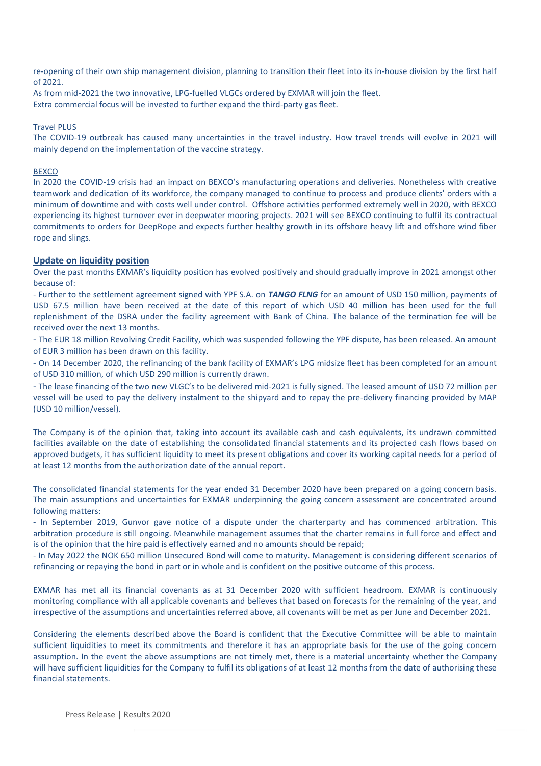re-opening of their own ship management division, planning to transition their fleet into its in-house division by the first half of 2021.

As from mid-2021 the two innovative, LPG-fuelled VLGCs ordered by EXMAR will join the fleet.

Extra commercial focus will be invested to further expand the third-party gas fleet.

Travel PLUS

The COVID-19 outbreak has caused many uncertainties in the travel industry. How travel trends will evolve in 2021 will mainly depend on the implementation of the vaccine strategy.

BEXCO

In 2020 the COVID-19 crisis had an impact on BEXCO's manufacturing operations and deliveries. Nonetheless with creative teamwork and dedication of its workforce, the company managed to continue to process and produce clients' orders with a minimum of downtime and with costs well under control. Offshore activities performed extremely well in 2020, with BEXCO experiencing its highest turnover ever in deepwater mooring projects. 2021 will see BEXCO continuing to fulfil its contractual commitments to orders for DeepRope and expects further healthy growth in its offshore heavy lift and offshore wind fiber rope and slings.

## Update on liquidity position

Over the past months EXMAR's liquidity position has evolved positively and should gradually improve in 2021 amongst other because of:

- Further to the settlement agreement signed with YPF S.A. on ***TANGO FLNG*** for an amount of USD 150 million, payments of USD 67.5 million have been received at the date of this report of which USD 40 million has been used for the full replenishment of the DSRA under the facility agreement with Bank of China. The balance of the termination fee will be received over the next 13 months.
- The EUR 18 million Revolving Credit Facility, which was suspended following the YPF dispute, has been released. An amount of EUR 3 million has been drawn on this facility.
- On 14 December 2020, the refinancing of the bank facility of EXMAR's LPG midsize fleet has been completed for an amount of USD 310 million, of which USD 290 million is currently drawn.
- The lease financing of the two new VLGC's to be delivered mid-2021 is fully signed. The leased amount of USD 72 million per vessel will be used to pay the delivery instalment to the shipyard and to repay the pre-delivery financing provided by MAP (USD 10 million/vessel).

The Company is of the opinion that, taking into account its available cash and cash equivalents, its undrawn committed facilities available on the date of establishing the consolidated financial statements and its projected cash flows based on approved budgets, it has sufficient liquidity to meet its present obligations and cover its working capital needs for a period of at least 12 months from the authorization date of the annual report.

The consolidated financial statements for the year ended 31 December 2020 have been prepared on a going concern basis. The main assumptions and uncertainties for EXMAR underpinning the going concern assessment are concentrated around following matters:

- In September 2019, Gunvor gave notice of a dispute under the charterparty and has commenced arbitration. This arbitration procedure is still ongoing. Meanwhile management assumes that the charter remains in full force and effect and is of the opinion that the hire paid is effectively earned and no amounts should be repaid;
- In May 2022 the NOK 650 million Unsecured Bond will come to maturity. Management is considering different scenarios of refinancing or repaying the bond in part or in whole and is confident on the positive outcome of this process.

EXMAR has met all its financial covenants as at 31 December 2020 with sufficient headroom. EXMAR is continuously monitoring compliance with all applicable covenants and believes that based on forecasts for the remaining of the year, and irrespective of the assumptions and uncertainties referred above, all covenants will be met as per June and December 2021.

Considering the elements described above the Board is confident that the Executive Committee will be able to maintain sufficient liquidities to meet its commitments and therefore it has an appropriate basis for the use of the going concern assumption. In the event the above assumptions are not timely met, there is a material uncertainty whether the Company will have sufficient liquidities for the Company to fulfil its obligations of at least 12 months from the date of authorising these financial statements.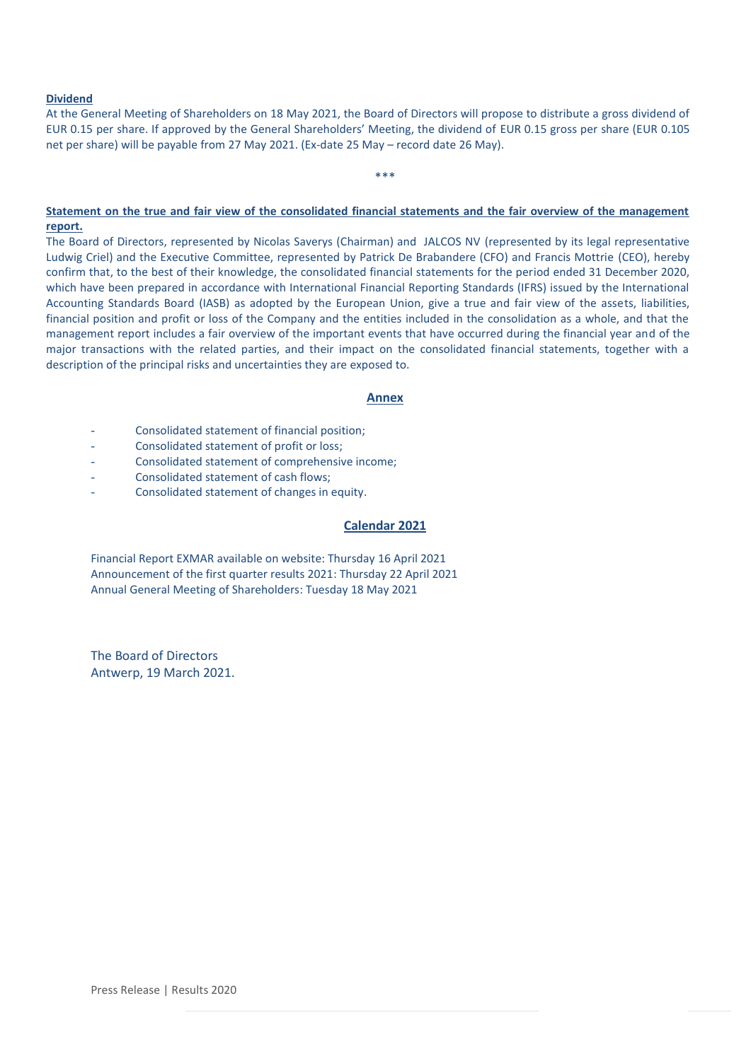**Dividend**

At the General Meeting of Shareholders on 18 May 2021, the Board of Directors will propose to distribute a gross dividend of EUR 0.15 per share. If approved by the General Shareholders' Meeting, the dividend of EUR 0.15 gross per share (EUR 0.105 net per share) will be payable from 27 May 2021. (Ex-date 25 May – record date 26 May).

***

**Statement on the true and fair view of the consolidated financial statements and the fair overview of the management report.**

The Board of Directors, represented by Nicolas Saverys (Chairman) and JALCOS NV (represented by its legal representative Ludwig Criel) and the Executive Committee, represented by Patrick De Brabandere (CFO) and Francis Mottrie (CEO), hereby confirm that, to the best of their knowledge, the consolidated financial statements for the period ended 31 December 2020, which have been prepared in accordance with International Financial Reporting Standards (IFRS) issued by the International Accounting Standards Board (IASB) as adopted by the European Union, give a true and fair view of the assets, liabilities, financial position and profit or loss of the Company and the entities included in the consolidation as a whole, and that the management report includes a fair overview of the important events that have occurred during the financial year and of the major transactions with the related parties, and their impact on the consolidated financial statements, together with a description of the principal risks and uncertainties they are exposed to.

**Annex**

- Consolidated statement of financial position;
- Consolidated statement of profit or loss;
- Consolidated statement of comprehensive income;
- Consolidated statement of cash flows;
- Consolidated statement of changes in equity.

**Calendar 2021**

Financial Report EXMAR available on website: Thursday 16 April 2021
Announcement of the first quarter results 2021: Thursday 22 April 2021
Annual General Meeting of Shareholders: Tuesday 18 May 2021

The Board of Directors
Antwerp, 19 March 2021.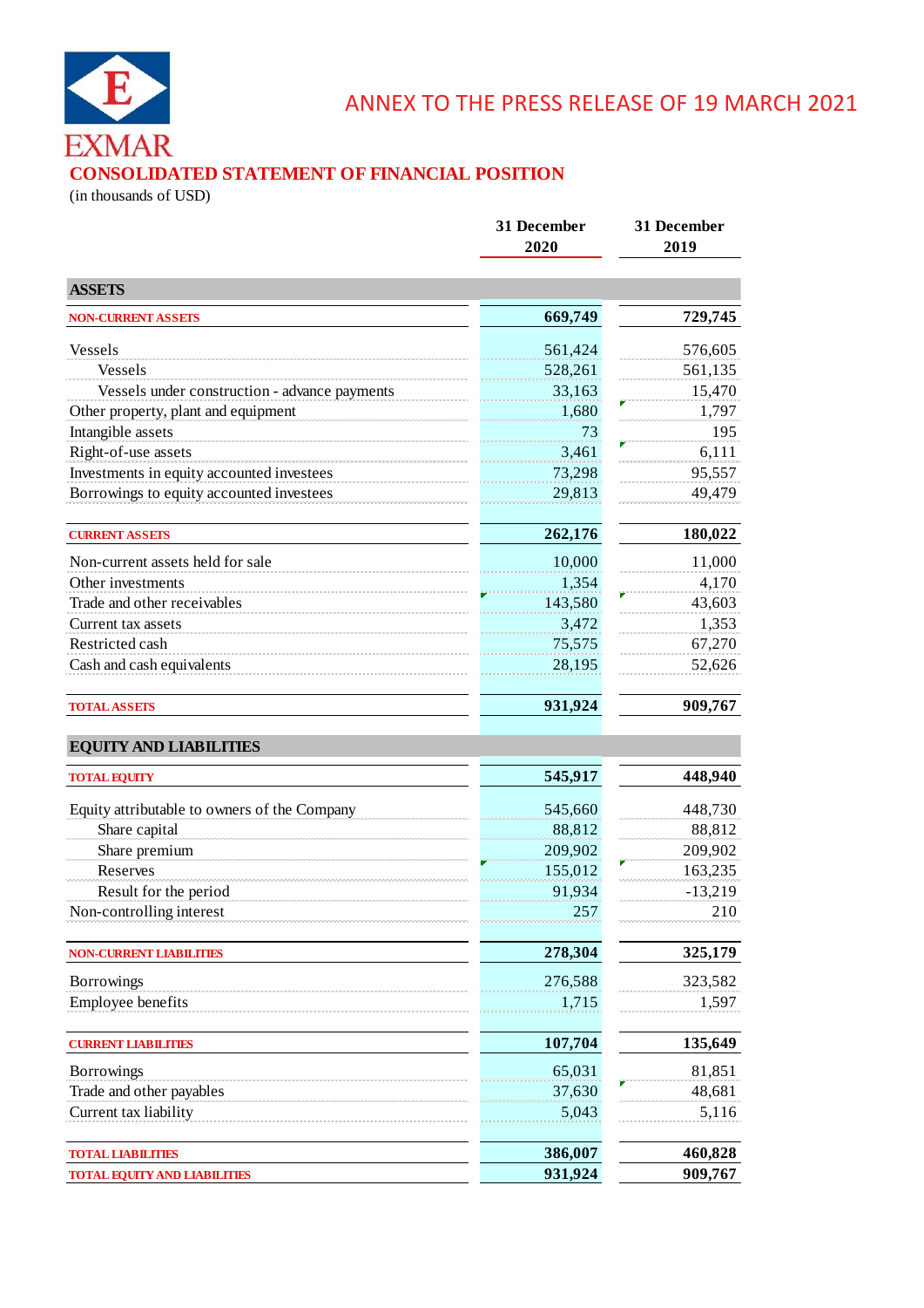EXMAR

ANNEX TO THE PRESS RELEASE OF 19 MARCH 2021

## CONSOLIDATED STATEMENT OF FINANCIAL POSITION

(in thousands of USD)

| | 31 December 2020 | 31 December 2019 |
|---|---|---|
| **ASSETS** | | |
| **NON-CURRENT ASSETS** | **669,749** | **729,745** |
| Vessels | 561,424 | 576,605 |
| Vessels | 528,261 | 561,135 |
| Vessels under construction - advance payments | 33,163 | 15,470 |
| Other property, plant and equipment | 1,680 | 1,797 |
| Intangible assets | 73 | 195 |
| Right-of-use assets | 3,461 | 6,111 |
| Investments in equity accounted investees | 73,298 | 95,557 |
| Borrowings to equity accounted investees | 29,813 | 49,479 |
| **CURRENT ASSETS** | **262,176** | **180,022** |
| Non-current assets held for sale | 10,000 | 11,000 |
| Other investments | 1,354 | 4,170 |
| Trade and other receivables | 143,580 | 43,603 |
| Current tax assets | 3,472 | 1,353 |
| Restricted cash | 75,575 | 67,270 |
| Cash and cash equivalents | 28,195 | 52,626 |
| **TOTAL ASSETS** | **931,924** | **909,767** |
| **EQUITY AND LIABILITIES** | | |
| **TOTAL EQUITY** | **545,917** | **448,940** |
| Equity attributable to owners of the Company | 545,660 | 448,730 |
| Share capital | 88,812 | 88,812 |
| Share premium | 209,902 | 209,902 |
| Reserves | 155,012 | 163,235 |
| Result for the period | 91,934 | -13,219 |
| Non-controlling interest | 257 | 210 |
| **NON-CURRENT LIABILITIES** | **278,304** | **325,179** |
| Borrowings | 276,588 | 323,582 |
| Employee benefits | 1,715 | 1,597 |
| **CURRENT LIABILITIES** | **107,704** | **135,649** |
| Borrowings | 65,031 | 81,851 |
| Trade and other payables | 37,630 | 48,681 |
| Current tax liability | 5,043 | 5,116 |
| **TOTAL LIABILITIES** | **386,007** | **460,828** |
| **TOTAL EQUITY AND LIABILITIES** | **931,924** | **909,767** |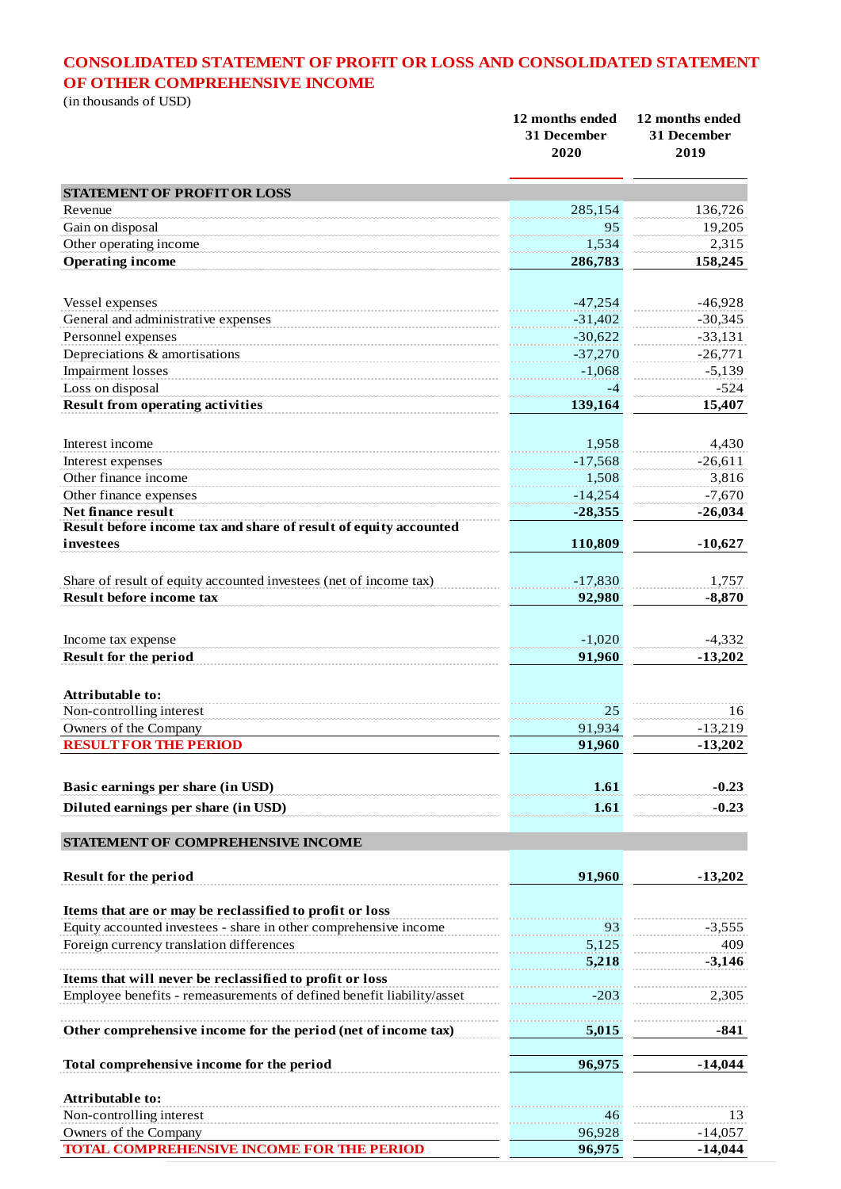# CONSOLIDATED STATEMENT OF PROFIT OR LOSS AND CONSOLIDATED STATEMENT OF OTHER COMPREHENSIVE INCOME

(in thousands of USD)

| | 12 months ended 31 December 2020 | 12 months ended 31 December 2019 |
|---|---|---|
| **STATEMENT OF PROFIT OR LOSS** | | |
| Revenue | 285,154 | 136,726 |
| Gain on disposal | 95 | 19,205 |
| Other operating income | 1,534 | 2,315 |
| **Operating income** | **286,783** | **158,245** |
| | | |
| Vessel expenses | -47,254 | -46,928 |
| General and administrative expenses | -31,402 | -30,345 |
| Personnel expenses | -30,622 | -33,131 |
| Depreciations & amortisations | -37,270 | -26,771 |
| Impairment losses | -1,068 | -5,139 |
| Loss on disposal | -4 | -524 |
| **Result from operating activities** | **139,164** | **15,407** |
| | | |
| Interest income | 1,958 | 4,430 |
| Interest expenses | -17,568 | -26,611 |
| Other finance income | 1,508 | 3,816 |
| Other finance expenses | -14,254 | -7,670 |
| **Net finance result** | **-28,355** | **-26,034** |
| **Result before income tax and share of result of equity accounted investees** | **110,809** | **-10,627** |
| | | |
| Share of result of equity accounted investees (net of income tax) | -17,830 | 1,757 |
| **Result before income tax** | **92,980** | **-8,870** |
| | | |
| Income tax expense | -1,020 | -4,332 |
| **Result for the period** | **91,960** | **-13,202** |
| | | |
| **Attributable to:** | | |
| Non-controlling interest | 25 | 16 |
| Owners of the Company | 91,934 | -13,219 |
| **RESULT FOR THE PERIOD** | **91,960** | **-13,202** |
| | | |
| **Basic earnings per share (in USD)** | **1.61** | **-0.23** |
| **Diluted earnings per share (in USD)** | **1.61** | **-0.23** |
| | | |
| **STATEMENT OF COMPREHENSIVE INCOME** | | |
| **Result for the period** | **91,960** | **-13,202** |
| | | |
| **Items that are or may be reclassified to profit or loss** | | |
| Equity accounted investees - share in other comprehensive income | 93 | -3,555 |
| Foreign currency translation differences | 5,125 | 409 |
| | **5,218** | **-3,146** |
| **Items that will never be reclassified to profit or loss** | | |
| Employee benefits - remeasurements of defined benefit liability/asset | -203 | 2,305 |
| | | |
| **Other comprehensive income for the period (net of income tax)** | **5,015** | **-841** |
| | | |
| **Total comprehensive income for the period** | **96,975** | **-14,044** |
| | | |
| **Attributable to:** | | |
| Non-controlling interest | 46 | 13 |
| Owners of the Company | 96,928 | -14,057 |
| **TOTAL COMPREHENSIVE INCOME FOR THE PERIOD** | **96,975** | **-14,044** |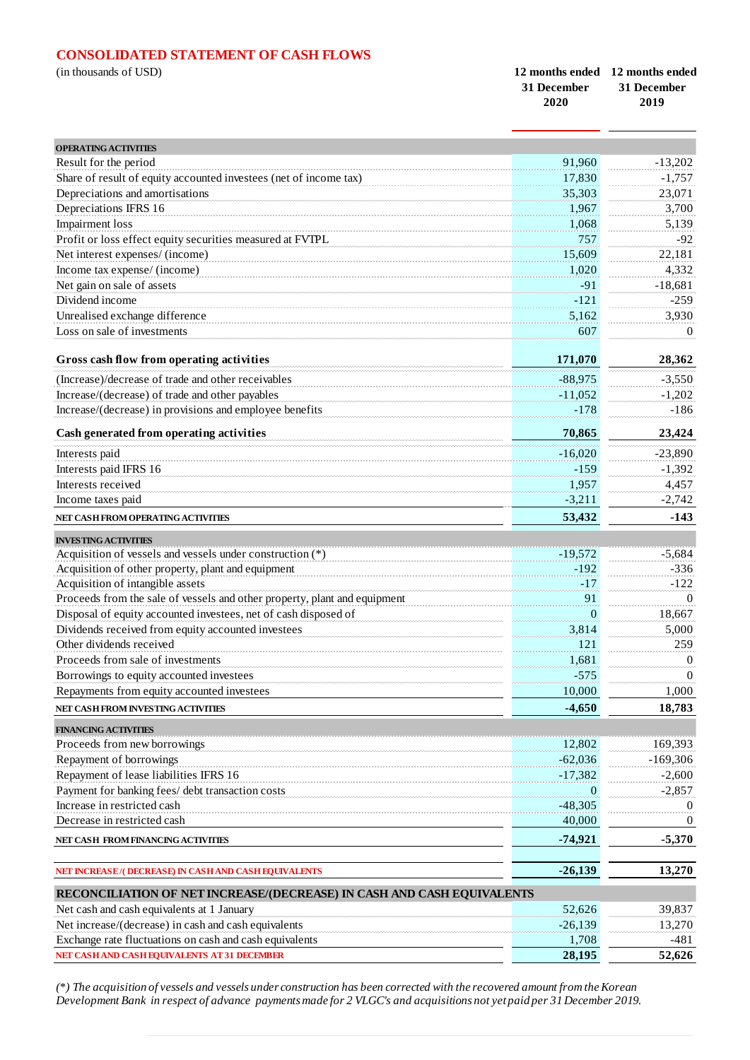## CONSOLIDATED STATEMENT OF CASH FLOWS

| (in thousands of USD) | 12 months ended 31 December 2020 | 12 months ended 31 December 2019 |
|---|---|---|
| **OPERATING ACTIVITIES** | | |
| Result for the period | 91,960 | -13,202 |
| Share of result of equity accounted investees (net of income tax) | 17,830 | -1,757 |
| Depreciations and amortisations | 35,303 | 23,071 |
| Depreciations IFRS 16 | 1,967 | 3,700 |
| Impairment loss | 1,068 | 5,139 |
| Profit or loss effect equity securities measured at FVTPL | 757 | -92 |
| Net interest expenses/ (income) | 15,609 | 22,181 |
| Income tax expense/ (income) | 1,020 | 4,332 |
| Net gain on sale of assets | -91 | -18,681 |
| Dividend income | -121 | -259 |
| Unrealised exchange difference | 5,162 | 3,930 |
| Loss on sale of investments | 607 | 0 |
| **Gross cash flow from operating activities** | **171,070** | **28,362** |
| (Increase)/decrease of trade and other receivables | -88,975 | -3,550 |
| Increase/(decrease) of trade and other payables | -11,052 | -1,202 |
| Increase/(decrease) in provisions and employee benefits | -178 | -186 |
| **Cash generated from operating activities** | **70,865** | **23,424** |
| Interests paid | -16,020 | -23,890 |
| Interests paid IFRS 16 | -159 | -1,392 |
| Interests received | 1,957 | 4,457 |
| Income taxes paid | -3,211 | -2,742 |
| **NET CASH FROM OPERATING ACTIVITIES** | **53,432** | **-143** |
| **INVESTING ACTIVITIES** | | |
| Acquisition of vessels and vessels under construction (*) | -19,572 | -5,684 |
| Acquisition of other property, plant and equipment | -192 | -336 |
| Acquisition of intangible assets | -17 | -122 |
| Proceeds from the sale of vessels and other property, plant and equipment | 91 | 0 |
| Disposal of equity accounted investees, net of cash disposed of | 0 | 18,667 |
| Dividends received from equity accounted investees | 3,814 | 5,000 |
| Other dividends received | 121 | 259 |
| Proceeds from sale of investments | 1,681 | 0 |
| Borrowings to equity accounted investees | -575 | 0 |
| Repayments from equity accounted investees | 10,000 | 1,000 |
| **NET CASH FROM INVESTING ACTIVITIES** | **-4,650** | **18,783** |
| **FINANCING ACTIVITIES** | | |
| Proceeds from new borrowings | 12,802 | 169,393 |
| Repayment of borrowings | -62,036 | -169,306 |
| Repayment of lease liabilities IFRS 16 | -17,382 | -2,600 |
| Payment for banking fees/ debt transaction costs | 0 | -2,857 |
| Increase in restricted cash | -48,305 | 0 |
| Decrease in restricted cash | 40,000 | 0 |
| **NET CASH FROM FINANCING ACTIVITIES** | **-74,921** | **-5,370** |
| **NET INCREASE /( DECREASE) IN CASH AND CASH EQUIVALENTS** | **-26,139** | **13,270** |
| **RECONCILIATION OF NET INCREASE/(DECREASE) IN CASH AND CASH EQUIVALENTS** | | |
| Net cash and cash equivalents at 1 January | 52,626 | 39,837 |
| Net increase/(decrease) in cash and cash equivalents | -26,139 | 13,270 |
| Exchange rate fluctuations on cash and cash equivalents | 1,708 | -481 |
| **NET CASH AND CASH EQUIVALENTS AT 31 DECEMBER** | **28,195** | **52,626** |

*(\*) The acquisition of vessels and vessels under construction has been corrected with the recovered amount from the Korean Development Bank in respect of advance payments made for 2 VLGC's and acquisitions not yet paid per 31 December 2019.*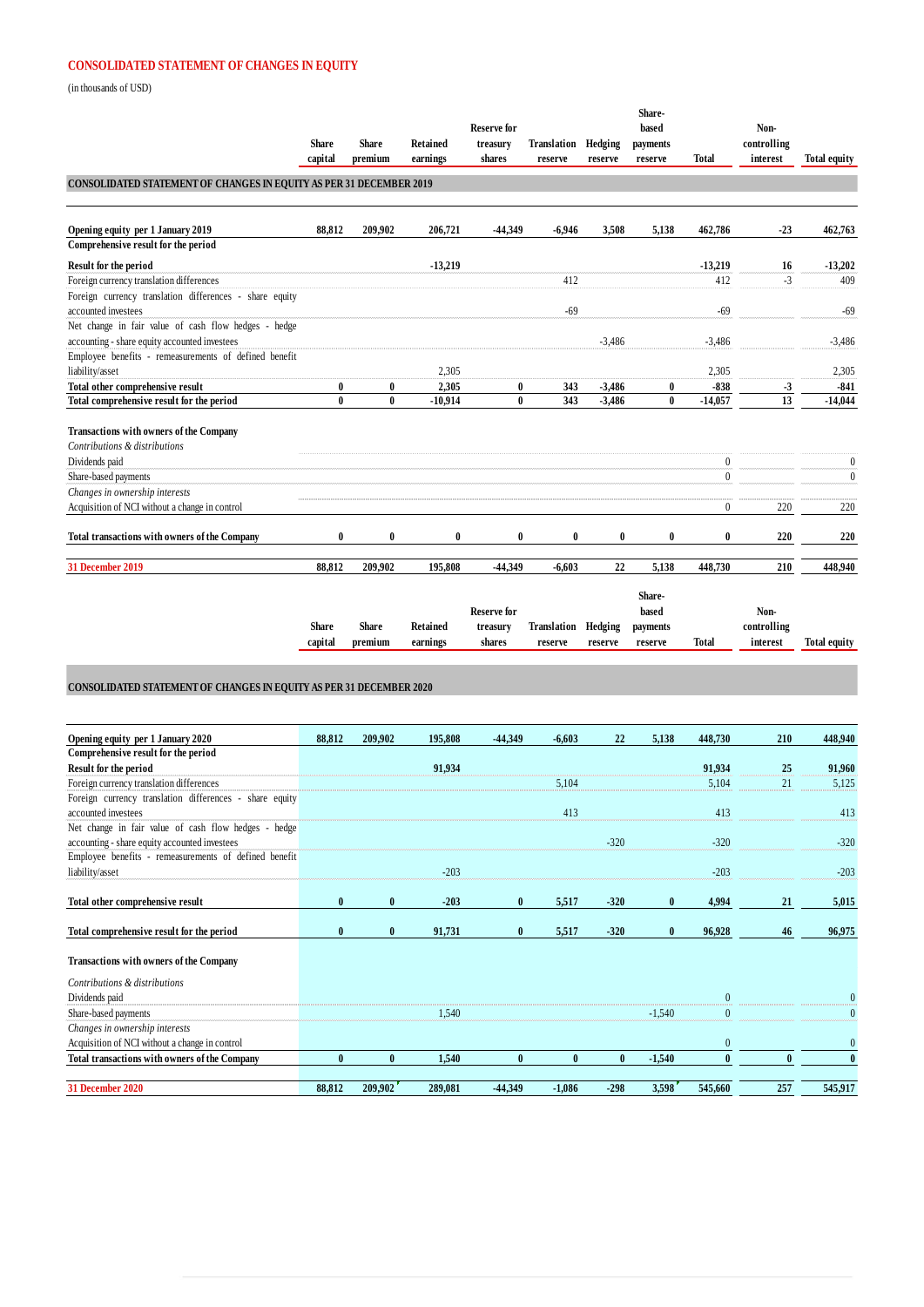## CONSOLIDATED STATEMENT OF CHANGES IN EQUITY

(in thousands of USD)

| | Share capital | Share premium | Retained earnings | Reserve for treasury shares | Translation reserve | Hedging reserve | Share-based payments reserve | Total | Non-controlling interest | Total equity |
|---|---|---|---|---|---|---|---|---|---|---|
| **CONSOLIDATED STATEMENT OF CHANGES IN EQUITY AS PER 31 DECEMBER 2019** | | | | | | | | | | |
| **Opening equity per 1 January 2019** | **88,812** | **209,902** | **206,721** | **-44,349** | **-6,946** | **3,508** | **5,138** | **462,786** | **-23** | **462,763** |
| **Comprehensive result for the period** | | | | | | | | | | |
| **Result for the period** | | | **-13,219** | | | | | **-13,219** | **16** | **-13,202** |
| Foreign currency translation differences | | | | | 412 | | | 412 | -3 | 409 |
| Foreign currency translation differences - share equity accounted investees | | | | | -69 | | | -69 | | -69 |
| Net change in fair value of cash flow hedges - hedge accounting - share equity accounted investees | | | | | | -3,486 | | -3,486 | | -3,486 |
| Employee benefits - remeasurements of defined benefit liability/asset | | | 2,305 | | | | | 2,305 | | 2,305 |
| **Total other comprehensive result** | **0** | **0** | **2,305** | **0** | **343** | **-3,486** | **0** | **-838** | **-3** | **-841** |
| **Total comprehensive result for the period** | **0** | **0** | **-10,914** | **0** | **343** | **-3,486** | **0** | **-14,057** | **13** | **-14,044** |
| **Transactions with owners of the Company** | | | | | | | | | | |
| *Contributions & distributions* | | | | | | | | | | |
| Dividends paid | | | | | | | | 0 | | 0 |
| Share-based payments | | | | | | | | 0 | | 0 |
| *Changes in ownership interests* | | | | | | | | | | |
| Acquisition of NCI without a change in control | | | | | | | | 0 | 220 | 220 |
| **Total transactions with owners of the Company** | **0** | **0** | **0** | **0** | **0** | **0** | **0** | **0** | **220** | **220** |
| **31 December 2019** | **88,812** | **209,902** | **195,808** | **-44,349** | **-6,603** | **22** | **5,138** | **448,730** | **210** | **448,940** |

| | Share capital | Share premium | Retained earnings | Reserve for treasury shares | Translation reserve | Hedging reserve | Share-based payments reserve | Total | Non-controlling interest | Total equity |
|---|---|---|---|---|---|---|---|---|---|---|
| **CONSOLIDATED STATEMENT OF CHANGES IN EQUITY AS PER 31 DECEMBER 2020** | | | | | | | | | | |
| **Opening equity per 1 January 2020** | **88,812** | **209,902** | **195,808** | **-44,349** | **-6,603** | **22** | **5,138** | **448,730** | **210** | **448,940** |
| **Comprehensive result for the period** | | | | | | | | | | |
| **Result for the period** | | | **91,934** | | | | | **91,934** | **25** | **91,960** |
| Foreign currency translation differences | | | | | 5,104 | | | 5,104 | 21 | 5,125 |
| Foreign currency translation differences - share equity accounted investees | | | | | 413 | | | 413 | | 413 |
| Net change in fair value of cash flow hedges - hedge accounting - share equity accounted investees | | | | | | -320 | | -320 | | -320 |
| Employee benefits - remeasurements of defined benefit liability/asset | | | -203 | | | | | -203 | | -203 |
| **Total other comprehensive result** | **0** | **0** | **-203** | **0** | **5,517** | **-320** | **0** | **4,994** | **21** | **5,015** |
| **Total comprehensive result for the period** | **0** | **0** | **91,731** | **0** | **5,517** | **-320** | **0** | **96,928** | **46** | **96,975** |
| **Transactions with owners of the Company** | | | | | | | | | | |
| *Contributions & distributions* | | | | | | | | | | |
| Dividends paid | | | | | | | | 0 | | 0 |
| Share-based payments | | | 1,540 | | | | -1,540 | 0 | | 0 |
| *Changes in ownership interests* | | | | | | | | | | |
| Acquisition of NCI without a change in control | | | | | | | | 0 | | 0 |
| **Total transactions with owners of the Company** | **0** | **0** | **1,540** | **0** | **0** | **0** | **-1,540** | **0** | **0** | **0** |
| **31 December 2020** | **88,812** | **209,902** | **289,081** | **-44,349** | **-1,086** | **-298** | **3,598** | **545,660** | **257** | **545,917** |